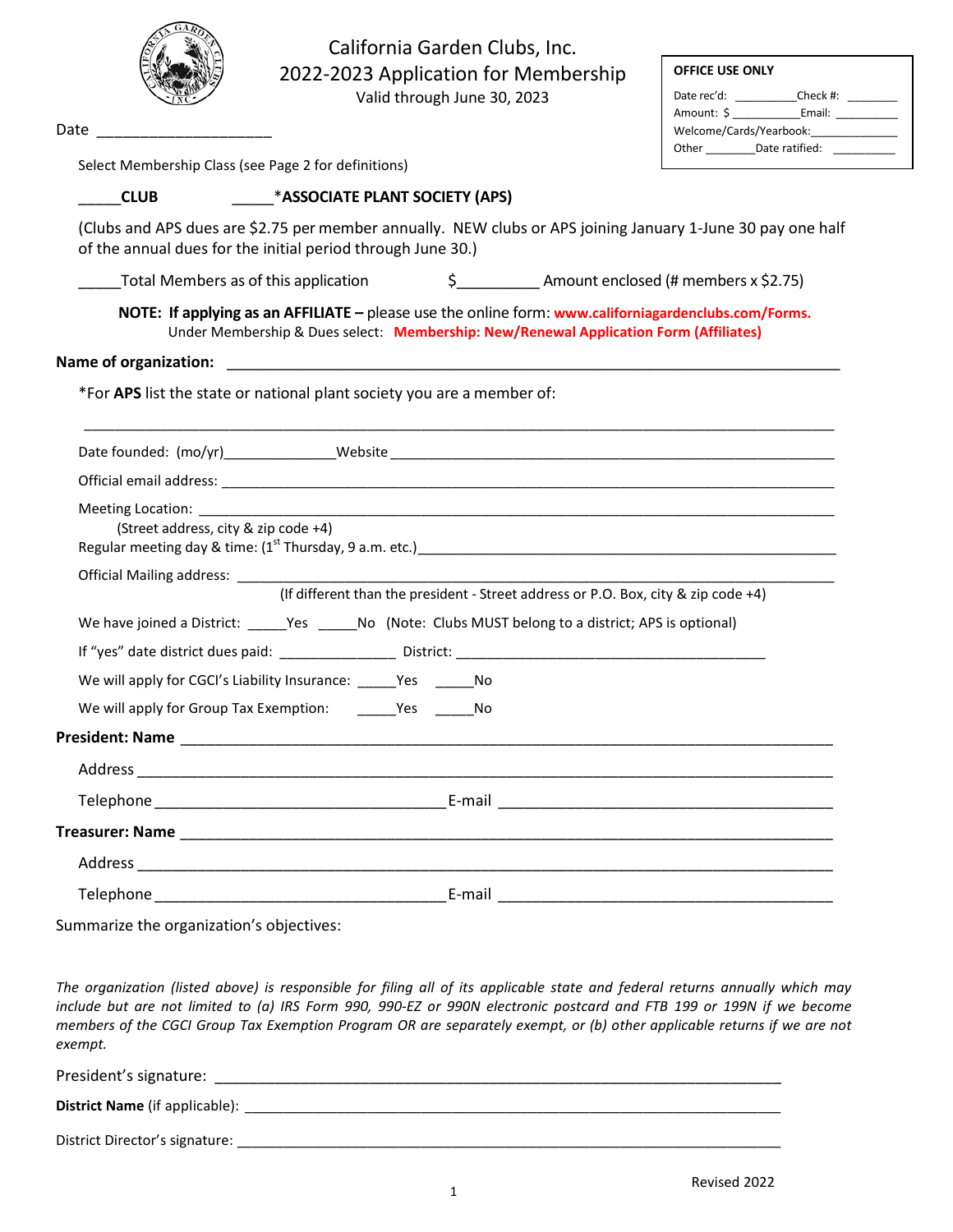# California Garden Clubs, Inc.

## 2022-2023 Application for Membership

Valid through June 30, 2023

| OFFICE USE ONLY | |
|---|---|
| Date rec'd: __________ | Check #: ________ |
| Amount: $ ___________ | Email: __________ |
| Welcome/Cards/Yearbook: ______________ | |
| Other ________ | Date ratified: __________ |

Date ____________________

Select Membership Class (see Page 2 for definitions)

_____**CLUB** _____***ASSOCIATE PLANT SOCIETY (APS)**

(Clubs and APS dues are $2.75 per member annually. NEW clubs or APS joining January 1-June 30 pay one half of the annual dues for the initial period through June 30.)

_____Total Members as of this application $__________ Amount enclosed (# members x $2.75)

**NOTE: If applying as an AFFILIATE –** please use the online form: **www.californiagardenclubs.com/Forms.**
Under Membership & Dues select: **Membership: New/Renewal Application Form (Affiliates)**

**Name of organization:** ______________________________________________________________

*For **APS** list the state or national plant society you are a member of:

______________________________________________________________________________

Date founded: (mo/yr)______________Website ____________________________________________

Official email address: ____________________________________________________________

Meeting Location: _________________________________________________________________
(Street address, city & zip code +4)

Regular meeting day & time: (1st Thursday, 9 a.m. etc.)_________________________________________

Official Mailing address: ___________________________________________________________
(If different than the president - Street address or P.O. Box, city & zip code +4)

We have joined a District: _____Yes _____No (Note: Clubs MUST belong to a district; APS is optional)

If "yes" date district dues paid: ______________ District: ________________________________________

We will apply for CGCI's Liability Insurance: _____Yes _____No

We will apply for Group Tax Exemption: _____Yes _____No

**President: Name** ____________________________________________________________________

Address ______________________________________________________________________________

Telephone ___________________________________ E-mail ________________________________________

**Treasurer: Name** ____________________________________________________________________

Address ______________________________________________________________________________

Telephone ___________________________________ E-mail ________________________________________

Summarize the organization's objectives:

*The organization (listed above) is responsible for filing all of its applicable state and federal returns annually which may include but are not limited to (a) IRS Form 990, 990-EZ or 990N electronic postcard and FTB 199 or 199N if we become members of the CGCI Group Tax Exemption Program OR are separately exempt, or (b) other applicable returns if we are not exempt.*

President's signature: ___________________________________________________________________

**District Name** (if applicable): ___________________________________________________________

District Director's signature: _____________________________________________________________

Revised 2022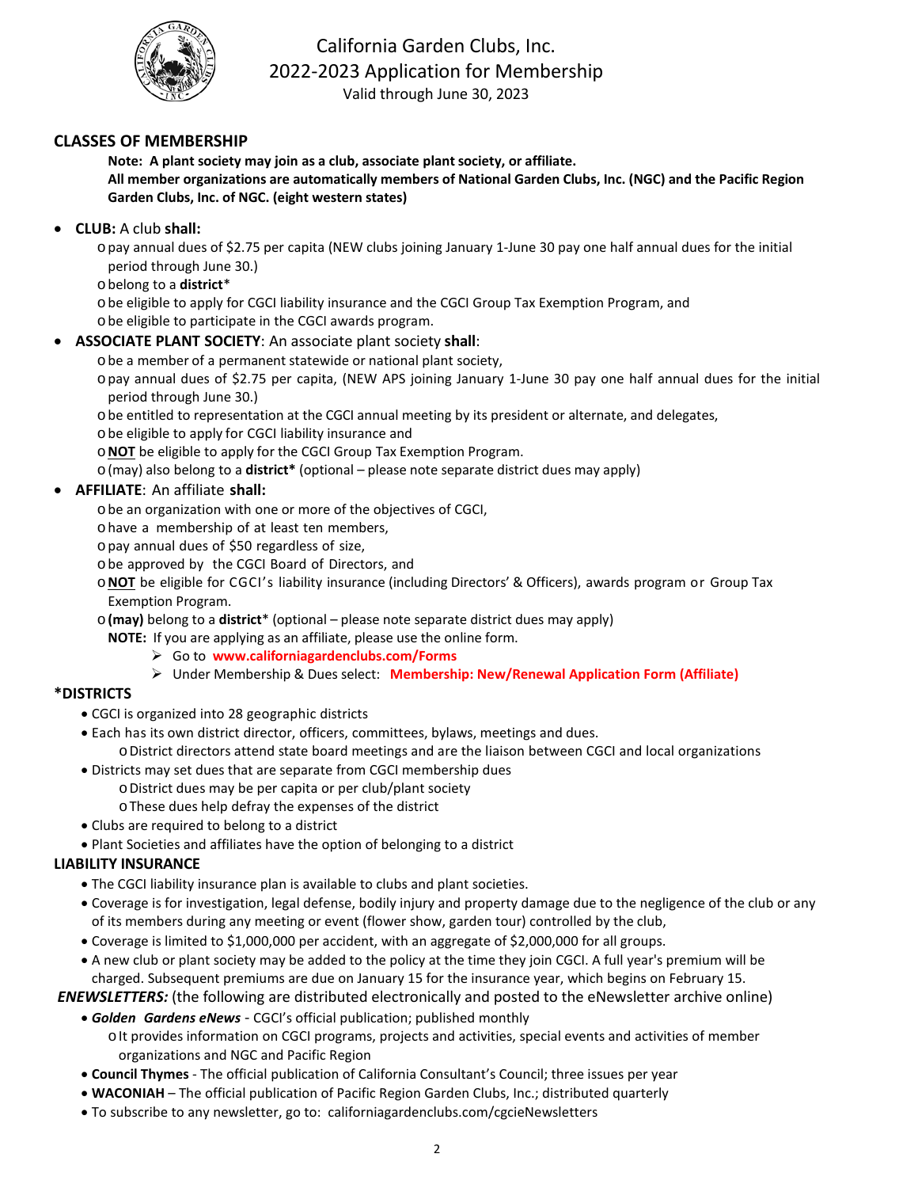# California Garden Clubs, Inc.
## 2022-2023 Application for Membership
Valid through June 30, 2023

### CLASSES OF MEMBERSHIP

**Note: A plant society may join as a club, associate plant society, or affiliate.**
**All member organizations are automatically members of National Garden Clubs, Inc. (NGC) and the Pacific Region Garden Clubs, Inc. of NGC. (eight western states)**

- **CLUB:** A club **shall:**
  - pay annual dues of $2.75 per capita (NEW clubs joining January 1-June 30 pay one half annual dues for the initial period through June 30.)
  - belong to a **district***
  - be eligible to apply for CGCI liability insurance and the CGCI Group Tax Exemption Program, and
  - be eligible to participate in the CGCI awards program.
- **ASSOCIATE PLANT SOCIETY**: An associate plant society **shall**:
  - be a member of a permanent statewide or national plant society,
  - pay annual dues of $2.75 per capita, (NEW APS joining January 1-June 30 pay one half annual dues for the initial period through June 30.)
  - be entitled to representation at the CGCI annual meeting by its president or alternate, and delegates,
  - be eligible to apply for CGCI liability insurance and
  - **NOT** be eligible to apply for the CGCI Group Tax Exemption Program.
  - (may) also belong to a **district*** (optional – please note separate district dues may apply)
- **AFFILIATE**: An affiliate **shall:**
  - be an organization with one or more of the objectives of CGCI,
  - have a membership of at least ten members,
  - pay annual dues of $50 regardless of size,
  - be approved by the CGCI Board of Directors, and
  - **NOT** be eligible for CGCI's liability insurance (including Directors' & Officers), awards program or Group Tax Exemption Program.
  - **(may)** belong to a **district*** (optional – please note separate district dues may apply)

  **NOTE:** If you are applying as an affiliate, please use the online form.
  - Go to **www.californiagardenclubs.com/Forms**
  - Under Membership & Dues select: **Membership: New/Renewal Application Form (Affiliate)**

### *DISTRICTS

- CGCI is organized into 28 geographic districts
- Each has its own district director, officers, committees, bylaws, meetings and dues.
  - District directors attend state board meetings and are the liaison between CGCI and local organizations
- Districts may set dues that are separate from CGCI membership dues
  - District dues may be per capita or per club/plant society
  - These dues help defray the expenses of the district
- Clubs are required to belong to a district
- Plant Societies and affiliates have the option of belonging to a district

### LIABILITY INSURANCE

- The CGCI liability insurance plan is available to clubs and plant societies.
- Coverage is for investigation, legal defense, bodily injury and property damage due to the negligence of the club or any of its members during any meeting or event (flower show, garden tour) controlled by the club,
- Coverage is limited to $1,000,000 per accident, with an aggregate of $2,000,000 for all groups.
- A new club or plant society may be added to the policy at the time they join CGCI. A full year's premium will be charged. Subsequent premiums are due on January 15 for the insurance year, which begins on February 15.

***ENEWSLETTERS:*** (the following are distributed electronically and posted to the eNewsletter archive online)

- ***Golden Gardens eNews*** - CGCI's official publication; published monthly
  - It provides information on CGCI programs, projects and activities, special events and activities of member organizations and NGC and Pacific Region
- **Council Thymes** - The official publication of California Consultant's Council; three issues per year
- **WACONIAH** – The official publication of Pacific Region Garden Clubs, Inc.; distributed quarterly
- To subscribe to any newsletter, go to: californiagardenclubs.com/cgcieNewsletters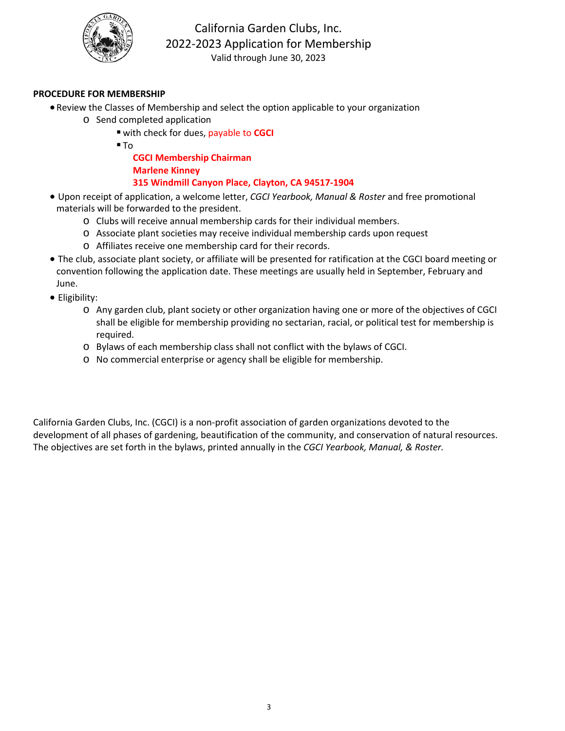California Garden Clubs, Inc.
2022-2023 Application for Membership
Valid through June 30, 2023

**PROCEDURE FOR MEMBERSHIP**

- Review the Classes of Membership and select the option applicable to your organization
  - Send completed application
    - with check for dues, payable to **CGCI**
    - To
      **CGCI Membership Chairman**
      **Marlene Kinney**
      **315 Windmill Canyon Place, Clayton, CA 94517-1904**
- Upon receipt of application, a welcome letter, *CGCI Yearbook, Manual & Roster* and free promotional materials will be forwarded to the president.
  - Clubs will receive annual membership cards for their individual members.
  - Associate plant societies may receive individual membership cards upon request
  - Affiliates receive one membership card for their records.
- The club, associate plant society, or affiliate will be presented for ratification at the CGCI board meeting or convention following the application date. These meetings are usually held in September, February and June.
- Eligibility:
  - Any garden club, plant society or other organization having one or more of the objectives of CGCI shall be eligible for membership providing no sectarian, racial, or political test for membership is required.
  - Bylaws of each membership class shall not conflict with the bylaws of CGCI.
  - No commercial enterprise or agency shall be eligible for membership.

California Garden Clubs, Inc. (CGCI) is a non-profit association of garden organizations devoted to the development of all phases of gardening, beautification of the community, and conservation of natural resources. The objectives are set forth in the bylaws, printed annually in the *CGCI Yearbook, Manual, & Roster.*